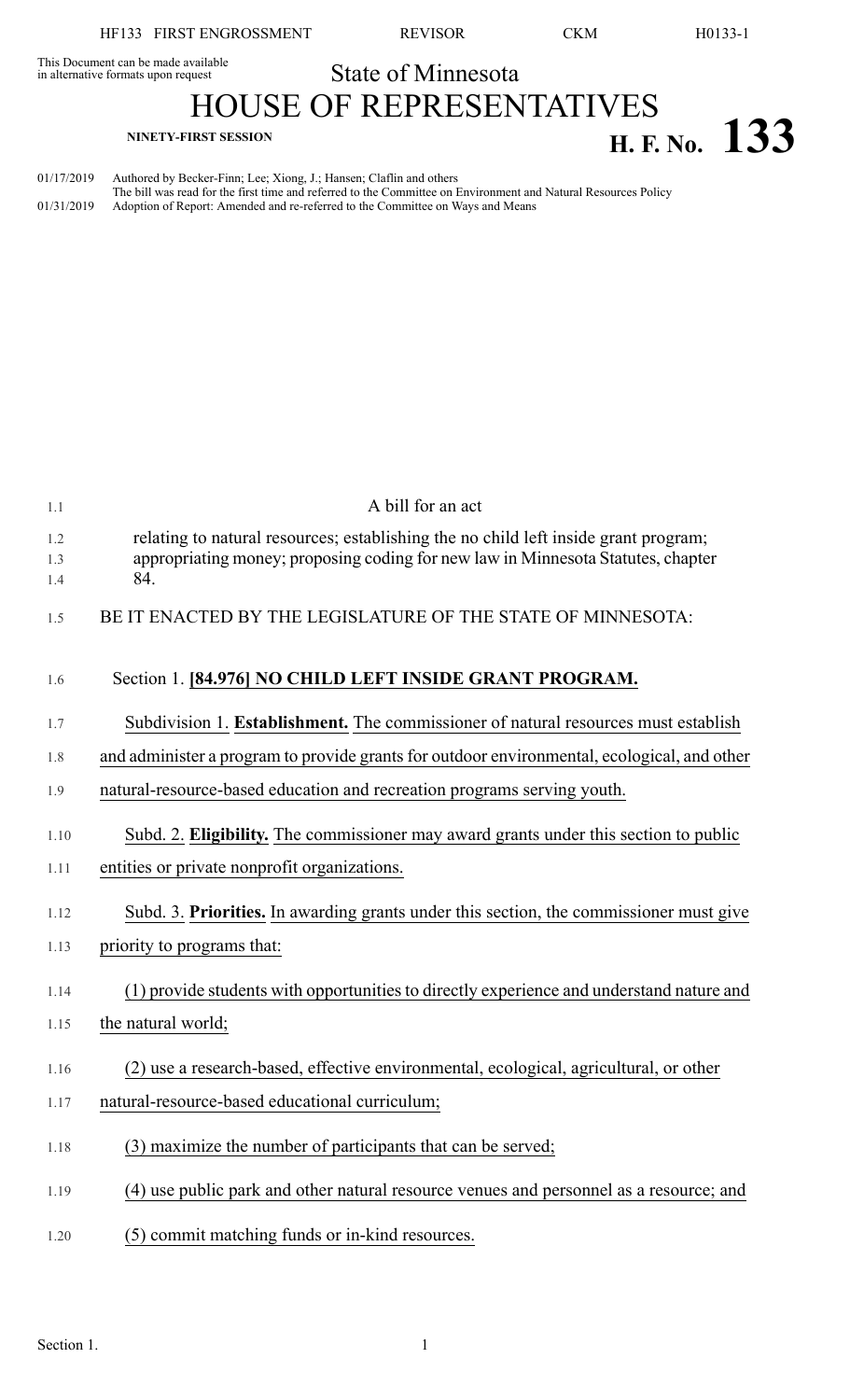This Document can be made available in alternative formats upon request

# State of Minnesota

# HOUSE OF REPRESENTATIVES

**NINETY-FIRST SESSION**

# H. F. No. 133

01/17/2019 Authored by Becker-Finn; Lee; Xiong, J.; Hansen; Claflin and others
The bill was read for the first time and referred to the Committee on Environment and Natural Resources Policy
01/31/2019 Adoption of Report: Amended and re-referred to the Committee on Ways and Means

A bill for an act

relating to natural resources; establishing the no child left inside grant program; appropriating money; proposing coding for new law in Minnesota Statutes, chapter 84.

BE IT ENACTED BY THE LEGISLATURE OF THE STATE OF MINNESOTA:

Section 1. **[84.976] NO CHILD LEFT INSIDE GRANT PROGRAM.**

Subdivision 1. **Establishment.** The commissioner of natural resources must establish and administer a program to provide grants for outdoor environmental, ecological, and other natural-resource-based education and recreation programs serving youth.

Subd. 2. **Eligibility.** The commissioner may award grants under this section to public entities or private nonprofit organizations.

Subd. 3. **Priorities.** In awarding grants under this section, the commissioner must give priority to programs that:

(1) provide students with opportunities to directly experience and understand nature and the natural world;

(2) use a research-based, effective environmental, ecological, agricultural, or other natural-resource-based educational curriculum;

(3) maximize the number of participants that can be served;

(4) use public park and other natural resource venues and personnel as a resource; and

(5) commit matching funds or in-kind resources.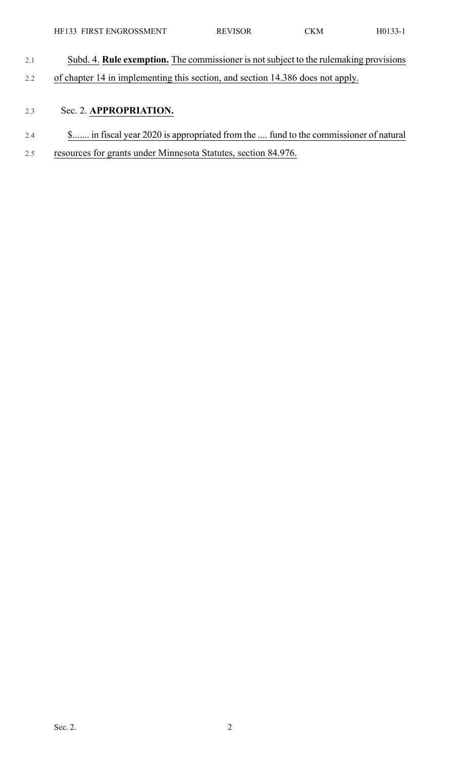Subd. 4. **Rule exemption.** The commissioner is not subject to the rulemaking provisions of chapter 14 in implementing this section, and section 14.386 does not apply.

Sec. 2. **APPROPRIATION.**

$....... in fiscal year 2020 is appropriated from the .... fund to the commissioner of natural resources for grants under Minnesota Statutes, section 84.976.